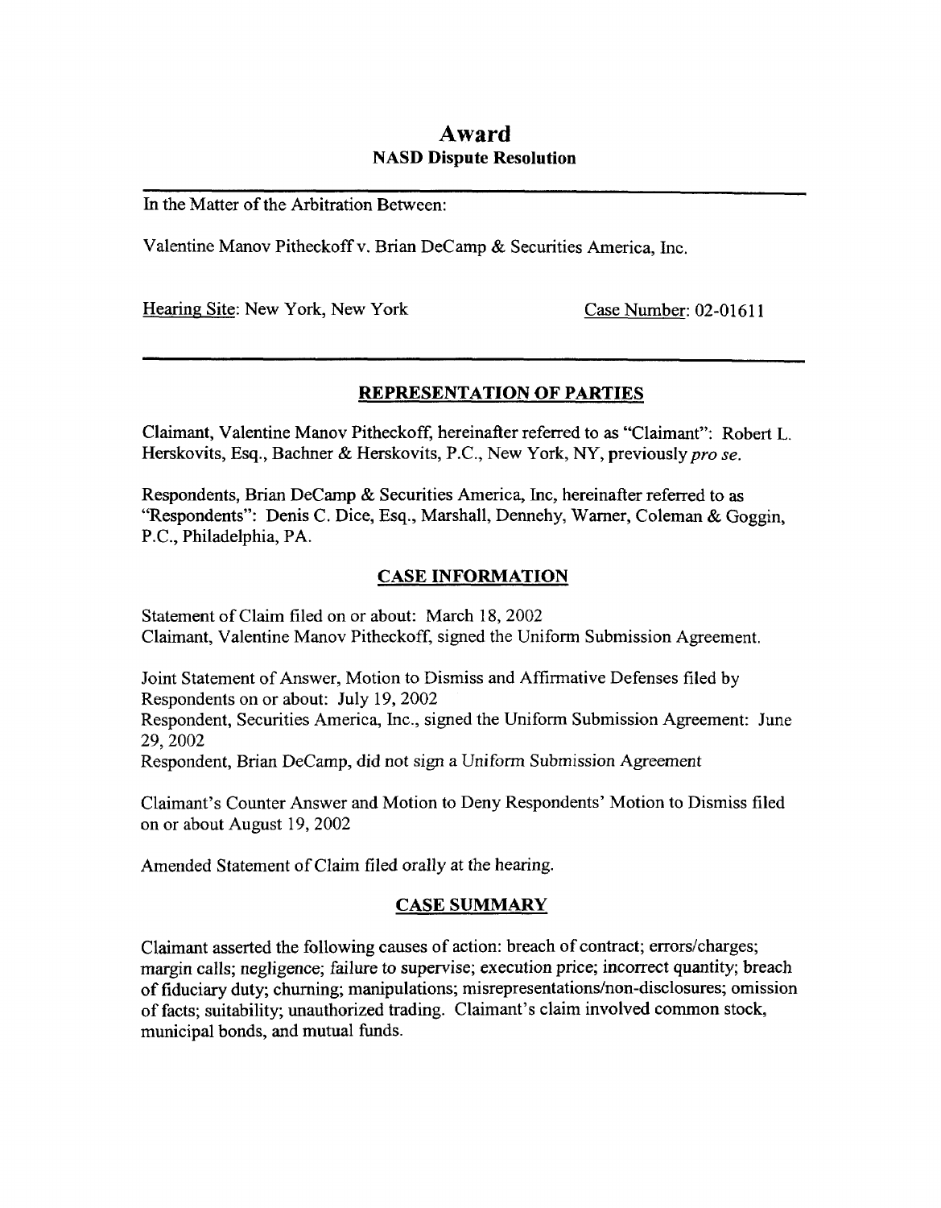# Award
## NASD Dispute Resolution

In the Matter of the Arbitration Between:

Valentine Manov Pitheckoff v. Brian DeCamp & Securities America, Inc.

Hearing Site: New York, New York　　　　Case Number: 02-01611

### REPRESENTATION OF PARTIES

Claimant, Valentine Manov Pitheckoff, hereinafter referred to as "Claimant": Robert L. Herskovits, Esq., Bachner & Herskovits, P.C., New York, NY, previously *pro se*.

Respondents, Brian DeCamp & Securities America, Inc, hereinafter referred to as "Respondents": Denis C. Dice, Esq., Marshall, Dennehy, Warner, Coleman & Goggin, P.C., Philadelphia, PA.

### CASE INFORMATION

Statement of Claim filed on or about: March 18, 2002
Claimant, Valentine Manov Pitheckoff, signed the Uniform Submission Agreement.

Joint Statement of Answer, Motion to Dismiss and Affirmative Defenses filed by Respondents on or about: July 19, 2002
Respondent, Securities America, Inc., signed the Uniform Submission Agreement: June 29, 2002
Respondent, Brian DeCamp, did not sign a Uniform Submission Agreement

Claimant's Counter Answer and Motion to Deny Respondents' Motion to Dismiss filed on or about August 19, 2002

Amended Statement of Claim filed orally at the hearing.

### CASE SUMMARY

Claimant asserted the following causes of action: breach of contract; errors/charges; margin calls; negligence; failure to supervise; execution price; incorrect quantity; breach of fiduciary duty; churning; manipulations; misrepresentations/non-disclosures; omission of facts; suitability; unauthorized trading. Claimant's claim involved common stock, municipal bonds, and mutual funds.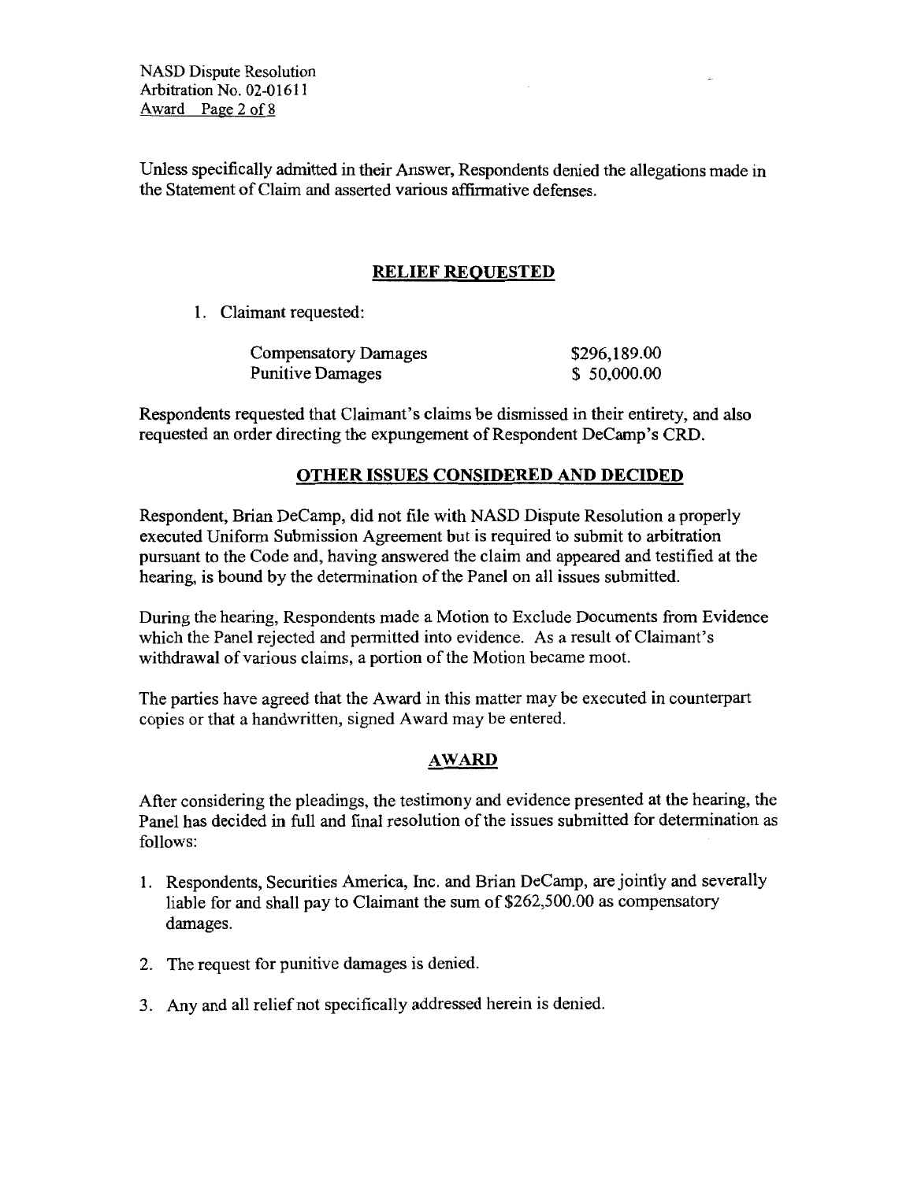Unless specifically admitted in their Answer, Respondents denied the allegations made in the Statement of Claim and asserted various affirmative defenses.

## RELIEF REQUESTED

1. Claimant requested:

| | |
|---|---|
| Compensatory Damages | $296,189.00 |
| Punitive Damages | $ 50,000.00 |

Respondents requested that Claimant's claims be dismissed in their entirety, and also requested an order directing the expungement of Respondent DeCamp's CRD.

## OTHER ISSUES CONSIDERED AND DECIDED

Respondent, Brian DeCamp, did not file with NASD Dispute Resolution a properly executed Uniform Submission Agreement but is required to submit to arbitration pursuant to the Code and, having answered the claim and appeared and testified at the hearing, is bound by the determination of the Panel on all issues submitted.

During the hearing, Respondents made a Motion to Exclude Documents from Evidence which the Panel rejected and permitted into evidence. As a result of Claimant's withdrawal of various claims, a portion of the Motion became moot.

The parties have agreed that the Award in this matter may be executed in counterpart copies or that a handwritten, signed Award may be entered.

## AWARD

After considering the pleadings, the testimony and evidence presented at the hearing, the Panel has decided in full and final resolution of the issues submitted for determination as follows:

1. Respondents, Securities America, Inc. and Brian DeCamp, are jointly and severally liable for and shall pay to Claimant the sum of $262,500.00 as compensatory damages.

2. The request for punitive damages is denied.

3. Any and all relief not specifically addressed herein is denied.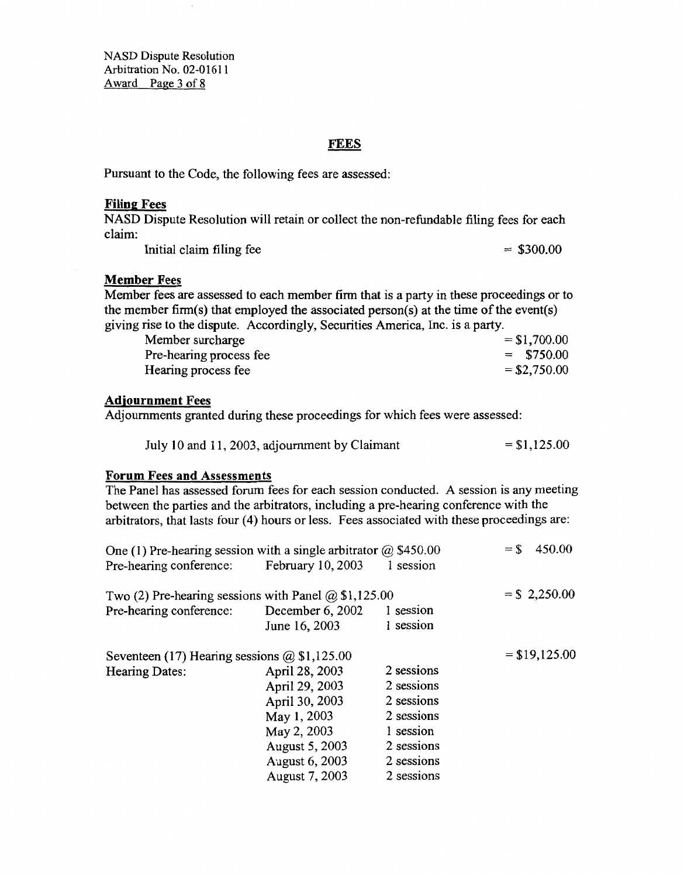## FEES

Pursuant to the Code, the following fees are assessed:

### Filing Fees

NASD Dispute Resolution will retain or collect the non-refundable filing fees for each claim:

| | |
|---|---|
| Initial claim filing fee | = $300.00 |

### Member Fees

Member fees are assessed to each member firm that is a party in these proceedings or to the member firm(s) that employed the associated person(s) at the time of the event(s) giving rise to the dispute. Accordingly, Securities America, Inc. is a party.

| | |
|---|---|
| Member surcharge | = $1,700.00 |
| Pre-hearing process fee | = $750.00 |
| Hearing process fee | = $2,750.00 |

### Adjournment Fees

Adjournments granted during these proceedings for which fees were assessed:

| | |
|---|---|
| July 10 and 11, 2003, adjournment by Claimant | = $1,125.00 |

### Forum Fees and Assessments

The Panel has assessed forum fees for each session conducted. A session is any meeting between the parties and the arbitrators, including a pre-hearing conference with the arbitrators, that lasts four (4) hours or less. Fees associated with these proceedings are:

| | | | |
|---|---|---|---|
| One (1) Pre-hearing session with a single arbitrator @ $450.00 | | | = $ 450.00 |
| Pre-hearing conference: | February 10, 2003 | 1 session | |
| Two (2) Pre-hearing sessions with Panel @ $1,125.00 | | | = $ 2,250.00 |
| Pre-hearing conference: | December 6, 2002 | 1 session | |
| | June 16, 2003 | 1 session | |
| Seventeen (17) Hearing sessions @ $1,125.00 | | | = $19,125.00 |
| Hearing Dates: | April 28, 2003 | 2 sessions | |
| | April 29, 2003 | 2 sessions | |
| | April 30, 2003 | 2 sessions | |
| | May 1, 2003 | 2 sessions | |
| | May 2, 2003 | 1 session | |
| | August 5, 2003 | 2 sessions | |
| | August 6, 2003 | 2 sessions | |
| | August 7, 2003 | 2 sessions | |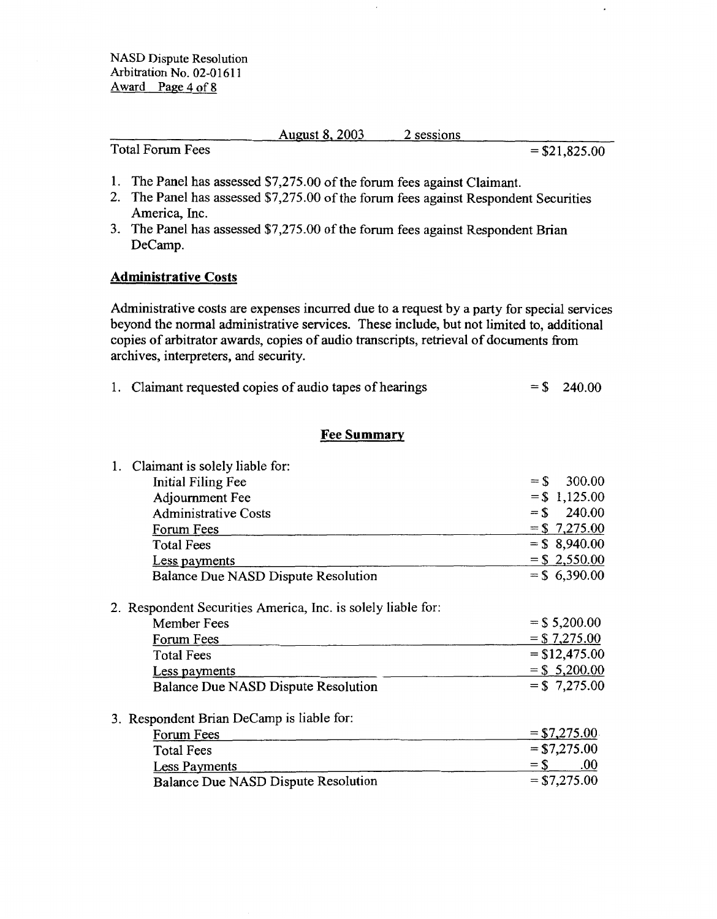| | August 8, 2003 | 2 sessions | |
|---|---|---|---|
| Total Forum Fees | | | = $21,825.00 |

1. The Panel has assessed $7,275.00 of the forum fees against Claimant.
2. The Panel has assessed $7,275.00 of the forum fees against Respondent Securities America, Inc.
3. The Panel has assessed $7,275.00 of the forum fees against Respondent Brian DeCamp.

## Administrative Costs

Administrative costs are expenses incurred due to a request by a party for special services beyond the normal administrative services. These include, but not limited to, additional copies of arbitrator awards, copies of audio transcripts, retrieval of documents from archives, interpreters, and security.

1. Claimant requested copies of audio tapes of hearings = $ 240.00

## Fee Summary

1. Claimant is solely liable for:

| | |
|---|---|
| Initial Filing Fee | = $ 300.00 |
| Adjournment Fee | = $ 1,125.00 |
| Administrative Costs | = $ 240.00 |
| Forum Fees | = $ 7,275.00 |
| Total Fees | = $ 8,940.00 |
| Less payments | = $ 2,550.00 |
| Balance Due NASD Dispute Resolution | = $ 6,390.00 |

2. Respondent Securities America, Inc. is solely liable for:

| | |
|---|---|
| Member Fees | = $ 5,200.00 |
| Forum Fees | = $ 7,275.00 |
| Total Fees | = $12,475.00 |
| Less payments | = $ 5,200.00 |
| Balance Due NASD Dispute Resolution | = $ 7,275.00 |

3. Respondent Brian DeCamp is liable for:

| | |
|---|---|
| Forum Fees | = $7,275.00 |
| Total Fees | = $7,275.00 |
| Less Payments | = $ .00 |
| Balance Due NASD Dispute Resolution | = $7,275.00 |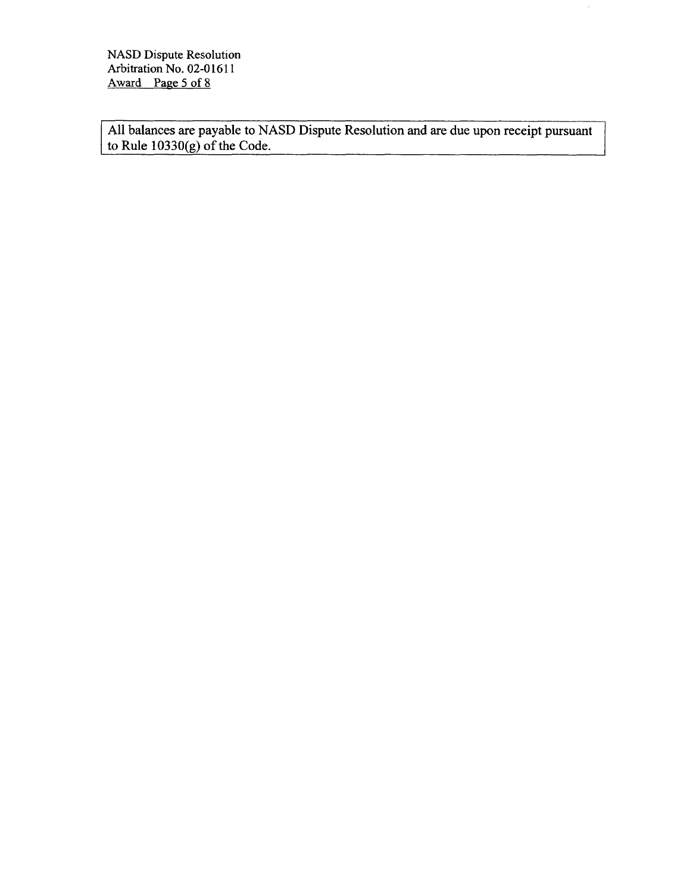All balances are payable to NASD Dispute Resolution and are due upon receipt pursuant to Rule 10330(g) of the Code.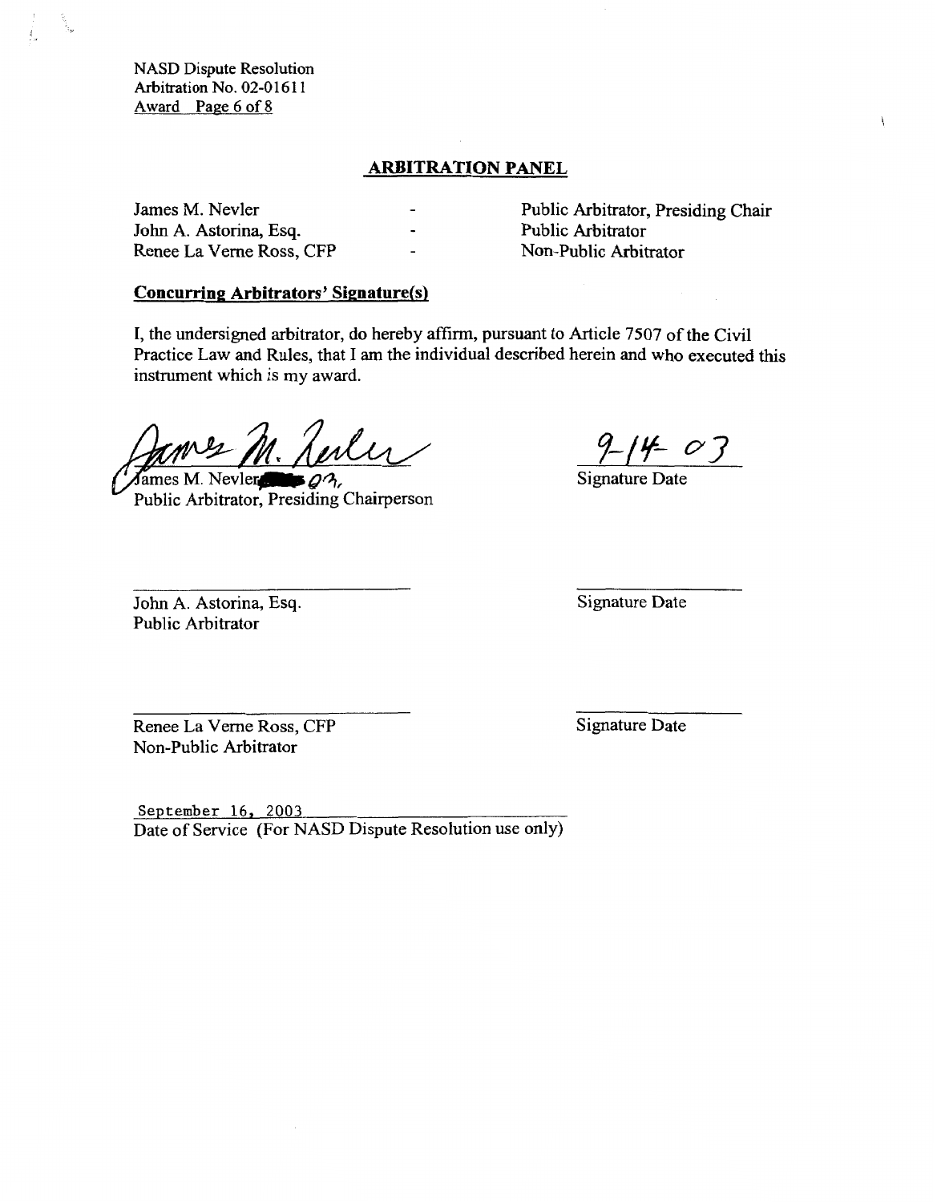NASD Dispute Resolution
Arbitration No. 02-01611
Award

## ARBITRATION PANEL

| | | |
|---|---|---|
| James M. Nevler | - | Public Arbitrator, Presiding Chair |
| John A. Astorina, Esq. | - | Public Arbitrator |
| Renee La Verne Ross, CFP | - | Non-Public Arbitrator |

**Concurring Arbitrators' Signature(s)**

I, the undersigned arbitrator, do hereby affirm, pursuant to Article 7507 of the Civil Practice Law and Rules, that I am the individual described herein and who executed this instrument which is my award.

James M. Nevler
James M. Nevler, Public Arbitrator, Presiding Chairperson

9-14-03
Signature Date

John A. Astorina, Esq.
Public Arbitrator

Signature Date

Renee La Verne Ross, CFP
Non-Public Arbitrator

Signature Date

September 16, 2003
Date of Service (For NASD Dispute Resolution use only)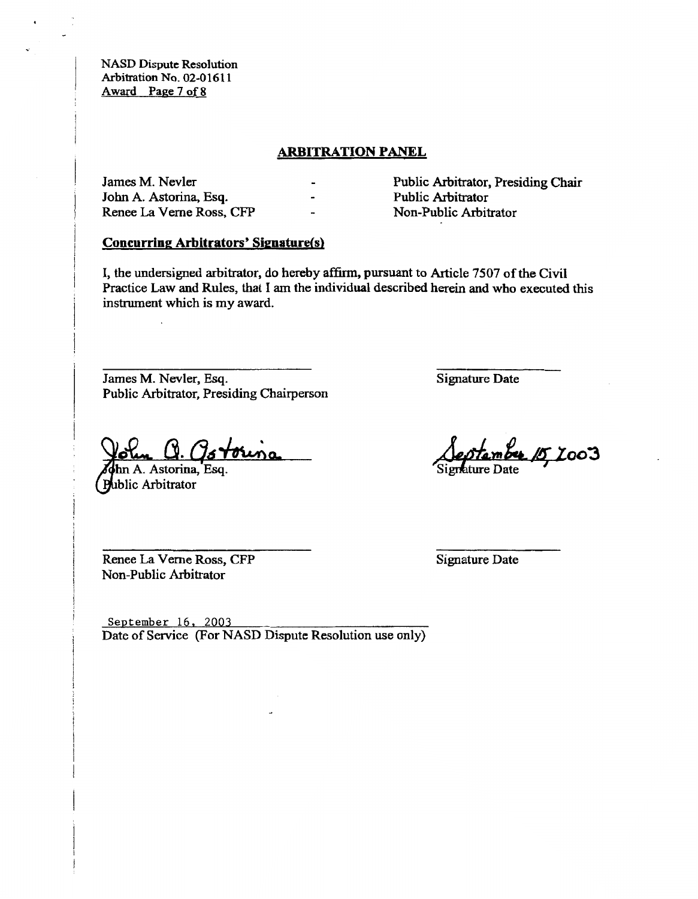## ARBITRATION PANEL

| | | |
|---|---|---|
| James M. Nevler | - | Public Arbitrator, Presiding Chair |
| John A. Astorina, Esq. | - | Public Arbitrator |
| Renee La Verne Ross, CFP | - | Non-Public Arbitrator |

**Concurring Arbitrators' Signature(s)**

I, the undersigned arbitrator, do hereby affirm, pursuant to Article 7507 of the Civil Practice Law and Rules, that I am the individual described herein and who executed this instrument which is my award.

James M. Nevler, Esq.
Public Arbitrator, Presiding Chairperson

Signature Date

John A. Astorina
John A. Astorina, Esq.
Public Arbitrator

September 15, 2003
Signature Date

Renee La Verne Ross, CFP
Non-Public Arbitrator

Signature Date

September 16, 2003
Date of Service (For NASD Dispute Resolution use only)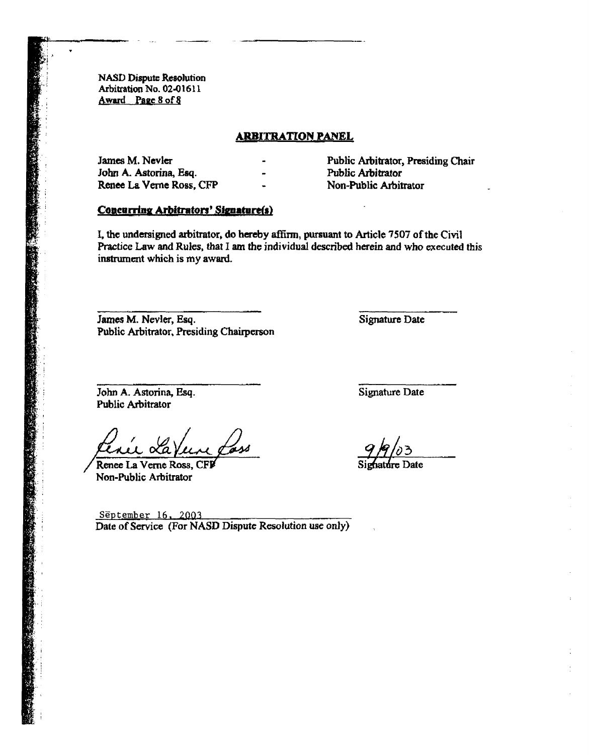NASD Dispute Resolution
Arbitration No. 02-01611
Award Page 8 of 8

## ARBITRATION PANEL

| | | |
|---|---|---|
| James M. Nevler | - | Public Arbitrator, Presiding Chair |
| John A. Astorina, Esq. | - | Public Arbitrator |
| Renee La Verne Ross, CFP | - | Non-Public Arbitrator |

**Concurring Arbitrators' Signature(s)**

I, the undersigned arbitrator, do hereby affirm, pursuant to Article 7507 of the Civil Practice Law and Rules, that I am the individual described herein and who executed this instrument which is my award.

James M. Nevler, Esq.
Public Arbitrator, Presiding Chairperson

Signature Date

John A. Astorina, Esq.
Public Arbitrator

Signature Date

Renee La Verne Ross
Renee La Verne Ross, CFP
Non-Public Arbitrator

9/9/03
Signature Date

September 16, 2003
Date of Service (For NASD Dispute Resolution use only)